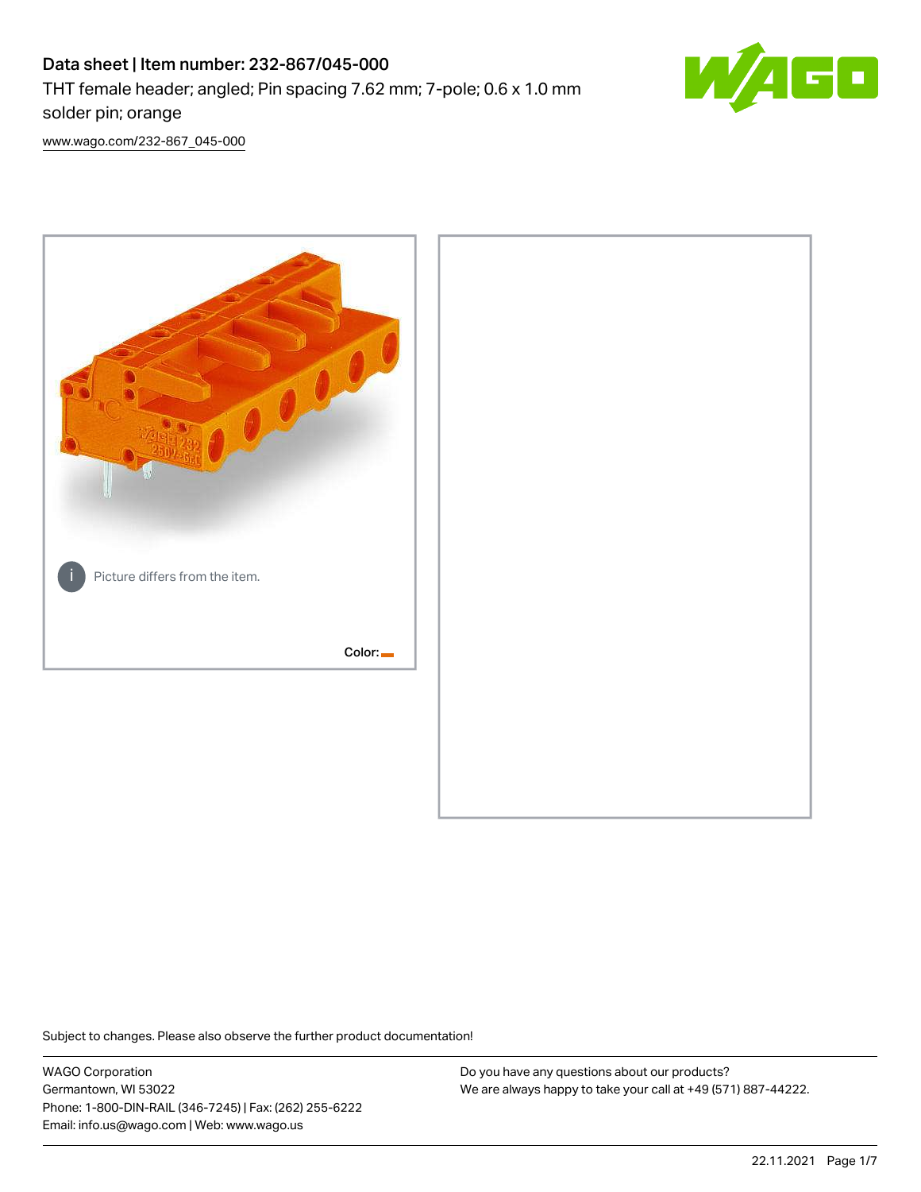# Data sheet | Item number: 232-867/045-000

THT female header; angled; Pin spacing 7.62 mm; 7-pole; 0.6 x 1.0 mm solder pin; orange

[www.wago.com/232-867_045-000](www.wago.com/232-867_045-000)

Picture differs from the item.

Color:

Subject to changes. Please also observe the further product documentation!

WAGO Corporation
Germantown, WI 53022
Phone: 1-800-DIN-RAIL (346-7245) | Fax: (262) 255-6222
Email: info.us@wago.com | Web: www.wago.us

Do you have any questions about our products?
We are always happy to take your call at +49 (571) 887-44222.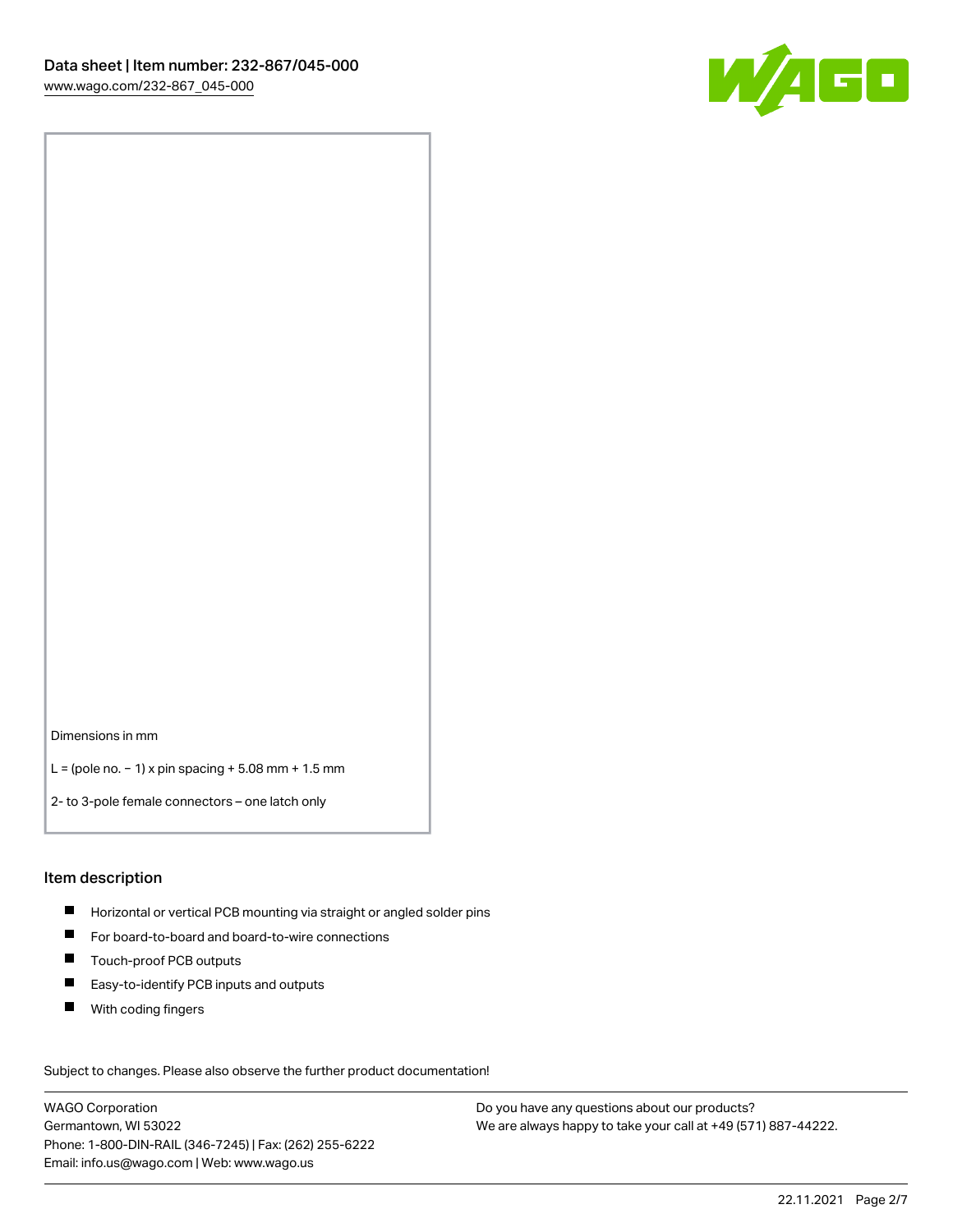Dimensions in mm

L = (pole no. − 1) x pin spacing + 5.08 mm + 1.5 mm

2- to 3-pole female connectors – one latch only

## Item description

- Horizontal or vertical PCB mounting via straight or angled solder pins
- For board-to-board and board-to-wire connections
- Touch-proof PCB outputs
- Easy-to-identify PCB inputs and outputs
- With coding fingers

Subject to changes. Please also observe the further product documentation!

WAGO Corporation
Germantown, WI 53022
Phone: 1-800-DIN-RAIL (346-7245) | Fax: (262) 255-6222
Email: info.us@wago.com | Web: www.wago.us

Do you have any questions about our products?
We are always happy to take your call at +49 (571) 887-44222.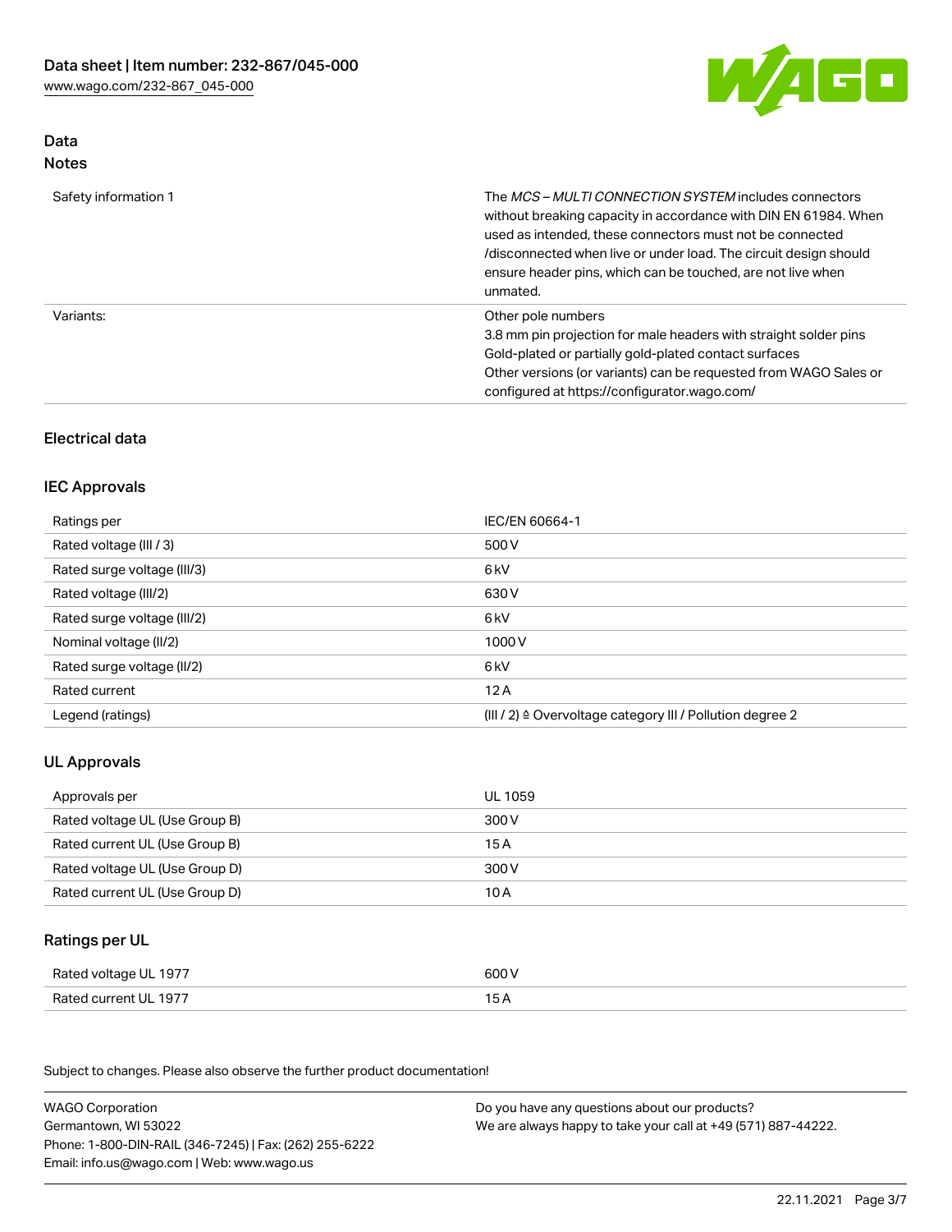# Data

## Notes

| | |
|---|---|
| Safety information 1 | The *MCS – MULTI CONNECTION SYSTEM* includes connectors without breaking capacity in accordance with DIN EN 61984. When used as intended, these connectors must not be connected /disconnected when live or under load. The circuit design should ensure header pins, which can be touched, are not live when unmated. |
| Variants: | Other pole numbers<br>3.8 mm pin projection for male headers with straight solder pins<br>Gold-plated or partially gold-plated contact surfaces<br>Other versions (or variants) can be requested from WAGO Sales or configured at https://configurator.wago.com/ |

## Electrical data

### IEC Approvals

| | |
|---|---|
| Ratings per | IEC/EN 60664-1 |
| Rated voltage (III / 3) | 500 V |
| Rated surge voltage (III/3) | 6 kV |
| Rated voltage (III/2) | 630 V |
| Rated surge voltage (III/2) | 6 kV |
| Nominal voltage (II/2) | 1000 V |
| Rated surge voltage (II/2) | 6 kV |
| Rated current | 12 A |
| Legend (ratings) | (III / 2) ≙ Overvoltage category III / Pollution degree 2 |

### UL Approvals

| | |
|---|---|
| Approvals per | UL 1059 |
| Rated voltage UL (Use Group B) | 300 V |
| Rated current UL (Use Group B) | 15 A |
| Rated voltage UL (Use Group D) | 300 V |
| Rated current UL (Use Group D) | 10 A |

### Ratings per UL

| | |
|---|---|
| Rated voltage UL 1977 | 600 V |
| Rated current UL 1977 | 15 A |

Subject to changes. Please also observe the further product documentation!

WAGO Corporation
Germantown, WI 53022
Phone: 1-800-DIN-RAIL (346-7245) | Fax: (262) 255-6222
Email: info.us@wago.com | Web: www.wago.us

Do you have any questions about our products?
We are always happy to take your call at +49 (571) 887-44222.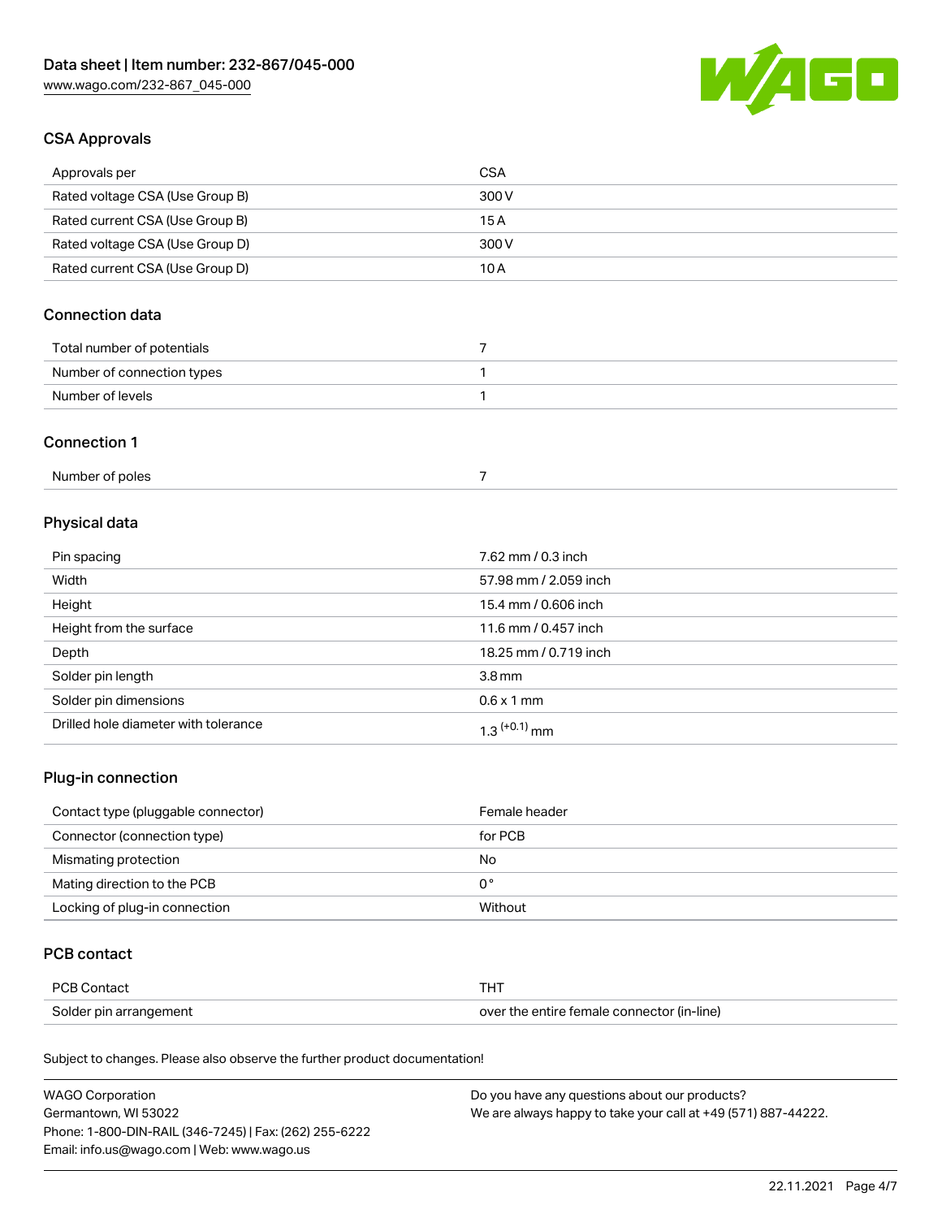## CSA Approvals

| Approvals per | CSA |
| --- | --- |
| Rated voltage CSA (Use Group B) | 300 V |
| Rated current CSA (Use Group B) | 15 A |
| Rated voltage CSA (Use Group D) | 300 V |
| Rated current CSA (Use Group D) | 10 A |

## Connection data

| Total number of potentials | 7 |
| --- | --- |
| Number of connection types | 1 |
| Number of levels | 1 |

## Connection 1

| Number of poles | 7 |
| --- | --- |

## Physical data

| Pin spacing | 7.62 mm / 0.3 inch |
| --- | --- |
| Width | 57.98 mm / 2.059 inch |
| Height | 15.4 mm / 0.606 inch |
| Height from the surface | 11.6 mm / 0.457 inch |
| Depth | 18.25 mm / 0.719 inch |
| Solder pin length | 3.8 mm |
| Solder pin dimensions | 0.6 x 1 mm |
| Drilled hole diameter with tolerance | $1.3^{(+0.1)}$ mm |

## Plug-in connection

| Contact type (pluggable connector) | Female header |
| --- | --- |
| Connector (connection type) | for PCB |
| Mismating protection | No |
| Mating direction to the PCB | 0 ° |
| Locking of plug-in connection | Without |

## PCB contact

| PCB Contact | THT |
| --- | --- |
| Solder pin arrangement | over the entire female connector (in-line) |

Subject to changes. Please also observe the further product documentation!

WAGO Corporation
Germantown, WI 53022
Phone: 1-800-DIN-RAIL (346-7245) | Fax: (262) 255-6222
Email: info.us@wago.com | Web: www.wago.us

Do you have any questions about our products?
We are always happy to take your call at +49 (571) 887-44222.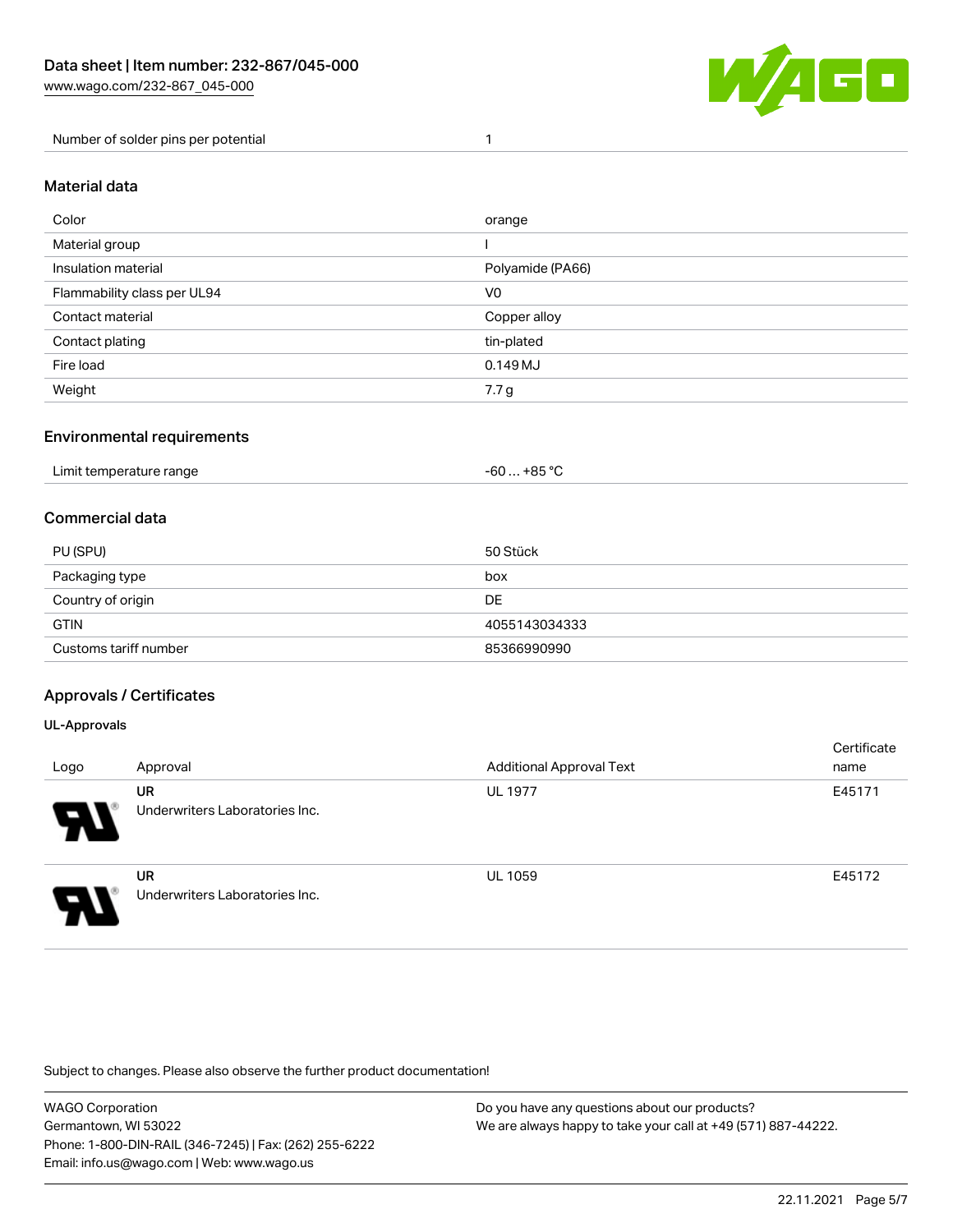| Number of solder pins per potential | 1 |
| --- | --- |

## Material data

| Color | orange |
| --- | --- |
| Material group | I |
| Insulation material | Polyamide (PA66) |
| Flammability class per UL94 | V0 |
| Contact material | Copper alloy |
| Contact plating | tin-plated |
| Fire load | 0.149 MJ |
| Weight | 7.7 g |

## Environmental requirements

| Limit temperature range | -60 … +85 °C |
| --- | --- |

## Commercial data

| PU (SPU) | 50 Stück |
| --- | --- |
| Packaging type | box |
| Country of origin | DE |
| GTIN | 4055143034333 |
| Customs tariff number | 85366990990 |

## Approvals / Certificates

### UL-Approvals

| Logo | Approval | Additional Approval Text | Certificate name |
| --- | --- | --- | --- |
| | **UR** Underwriters Laboratories Inc. | UL 1977 | E45171 |
| | **UR** Underwriters Laboratories Inc. | UL 1059 | E45172 |

Subject to changes. Please also observe the further product documentation!

WAGO Corporation
Germantown, WI 53022
Phone: 1-800-DIN-RAIL (346-7245) | Fax: (262) 255-6222
Email: info.us@wago.com | Web: www.wago.us

Do you have any questions about our products?
We are always happy to take your call at +49 (571) 887-44222.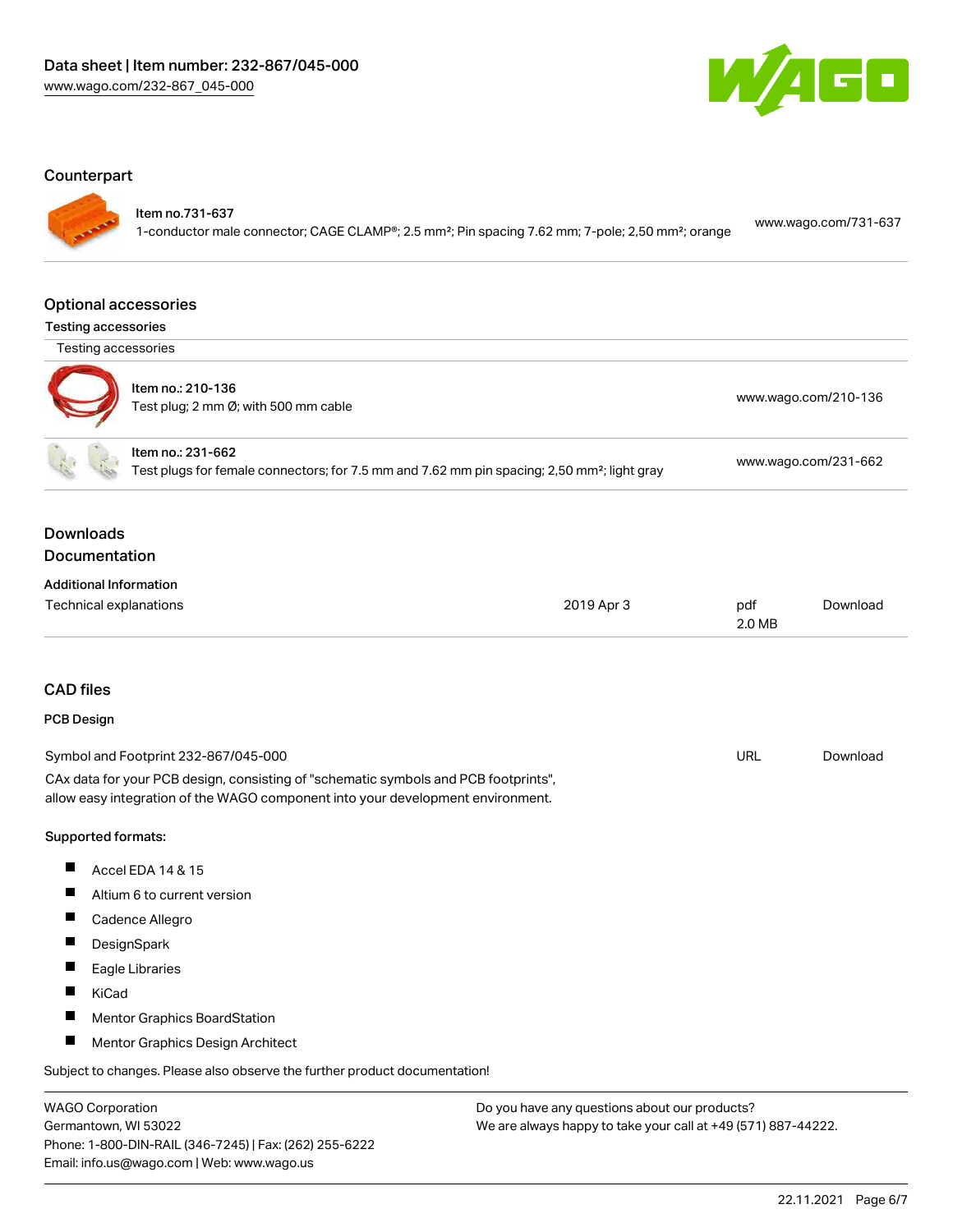## Counterpart

| | | |
|---|---|---|
| Item no.731-637 | 1-conductor male connector; CAGE CLAMP®; 2.5 mm²; Pin spacing 7.62 mm; 7-pole; 2,50 mm²; orange | www.wago.com/731-637 |

## Optional accessories

### Testing accessories

Testing accessories

| | |
|---|---|
| Item no.: 210-136<br>Test plug; 2 mm Ø; with 500 mm cable | www.wago.com/210-136 |
| Item no.: 231-662<br>Test plugs for female connectors; for 7.5 mm and 7.62 mm pin spacing; 2,50 mm²; light gray | www.wago.com/231-662 |

## Downloads

## Documentation

**Additional Information**

| | | | |
|---|---|---|---|
| Technical explanations | 2019 Apr 3 | pdf<br>2.0 MB | Download |

## CAD files

**PCB Design**

| | | |
|---|---|---|
| Symbol and Footprint 232-867/045-000 | URL | Download |

CAx data for your PCB design, consisting of "schematic symbols and PCB footprints", allow easy integration of the WAGO component into your development environment.

**Supported formats:**

- Accel EDA 14 & 15
- Altium 6 to current version
- Cadence Allegro
- DesignSpark
- Eagle Libraries
- KiCad
- Mentor Graphics BoardStation
- Mentor Graphics Design Architect

Subject to changes. Please also observe the further product documentation!

WAGO Corporation
Germantown, WI 53022
Phone: 1-800-DIN-RAIL (346-7245) | Fax: (262) 255-6222
Email: info.us@wago.com | Web: www.wago.us

Do you have any questions about our products?
We are always happy to take your call at +49 (571) 887-44222.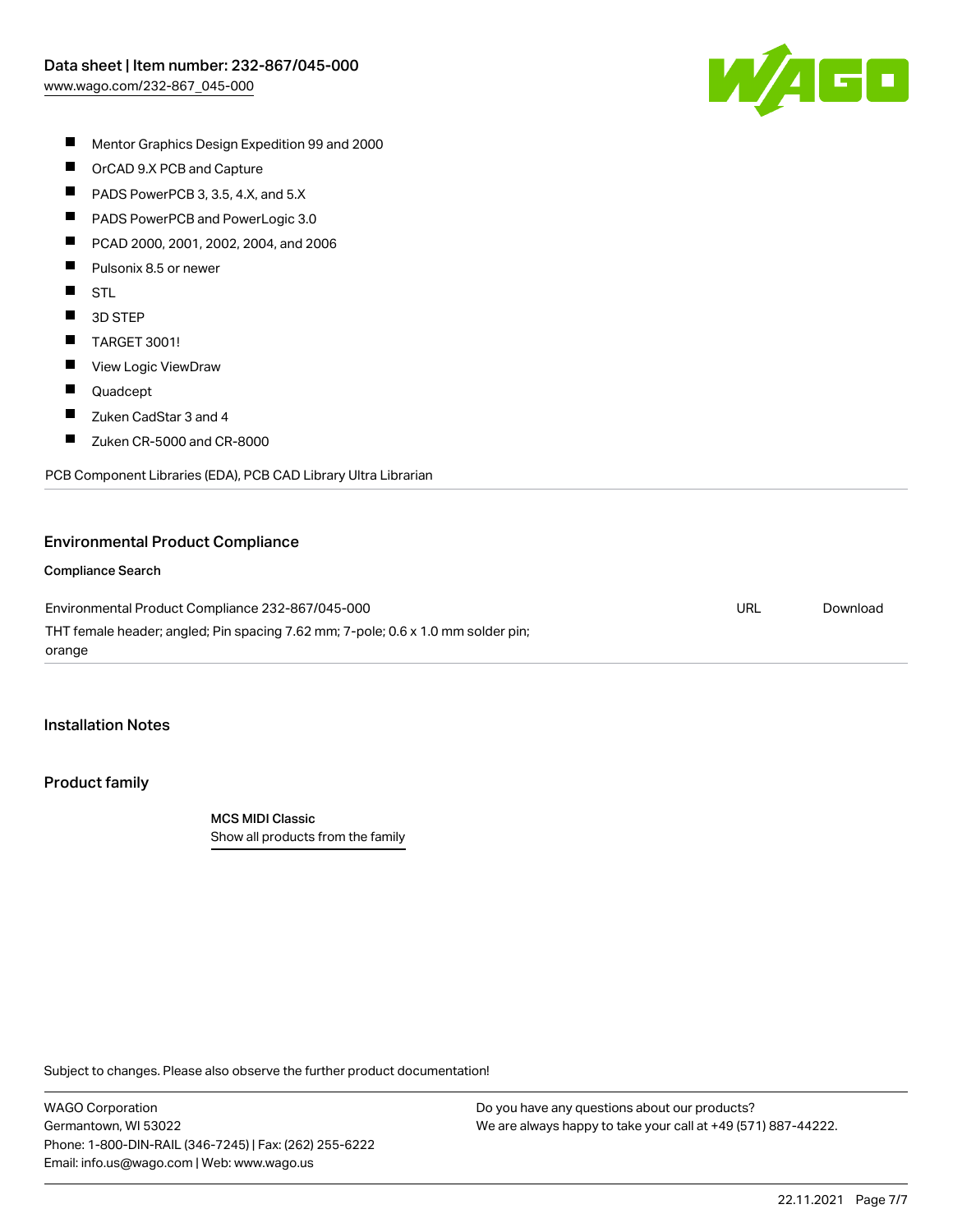- Mentor Graphics Design Expedition 99 and 2000
- OrCAD 9.X PCB and Capture
- PADS PowerPCB 3, 3.5, 4.X, and 5.X
- PADS PowerPCB and PowerLogic 3.0
- PCAD 2000, 2001, 2002, 2004, and 2006
- Pulsonix 8.5 or newer
- STL
- 3D STEP
- TARGET 3001!
- View Logic ViewDraw
- Quadcept
- Zuken CadStar 3 and 4
- Zuken CR-5000 and CR-8000

PCB Component Libraries (EDA), PCB CAD Library Ultra Librarian

## Environmental Product Compliance

### Compliance Search

| | | |
|---|---|---|
| Environmental Product Compliance 232-867/045-000<br>THT female header; angled; Pin spacing 7.62 mm; 7-pole; 0.6 x 1.0 mm solder pin; orange | URL | Download |

## Installation Notes

## Product family

**MCS MIDI Classic**
Show all products from the family

Subject to changes. Please also observe the further product documentation!

WAGO Corporation
Germantown, WI 53022
Phone: 1-800-DIN-RAIL (346-7245) | Fax: (262) 255-6222
Email: info.us@wago.com | Web: www.wago.us

Do you have any questions about our products?
We are always happy to take your call at +49 (571) 887-44222.